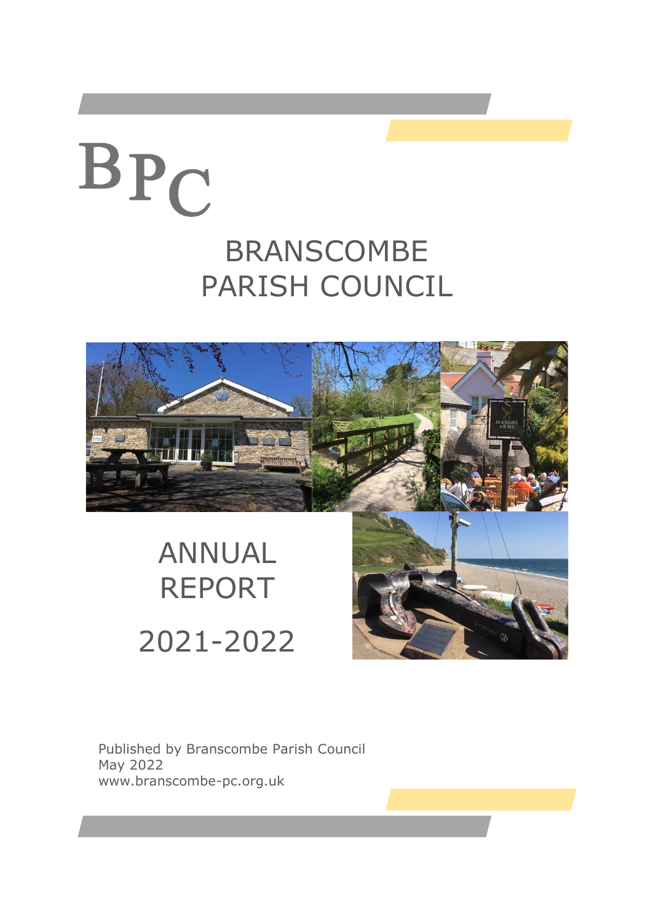BPC

# BRANSCOMBE PARISH COUNCIL

# ANNUAL REPORT

# 2021-2022

Published by Branscombe Parish Council
May 2022
www.branscombe-pc.org.uk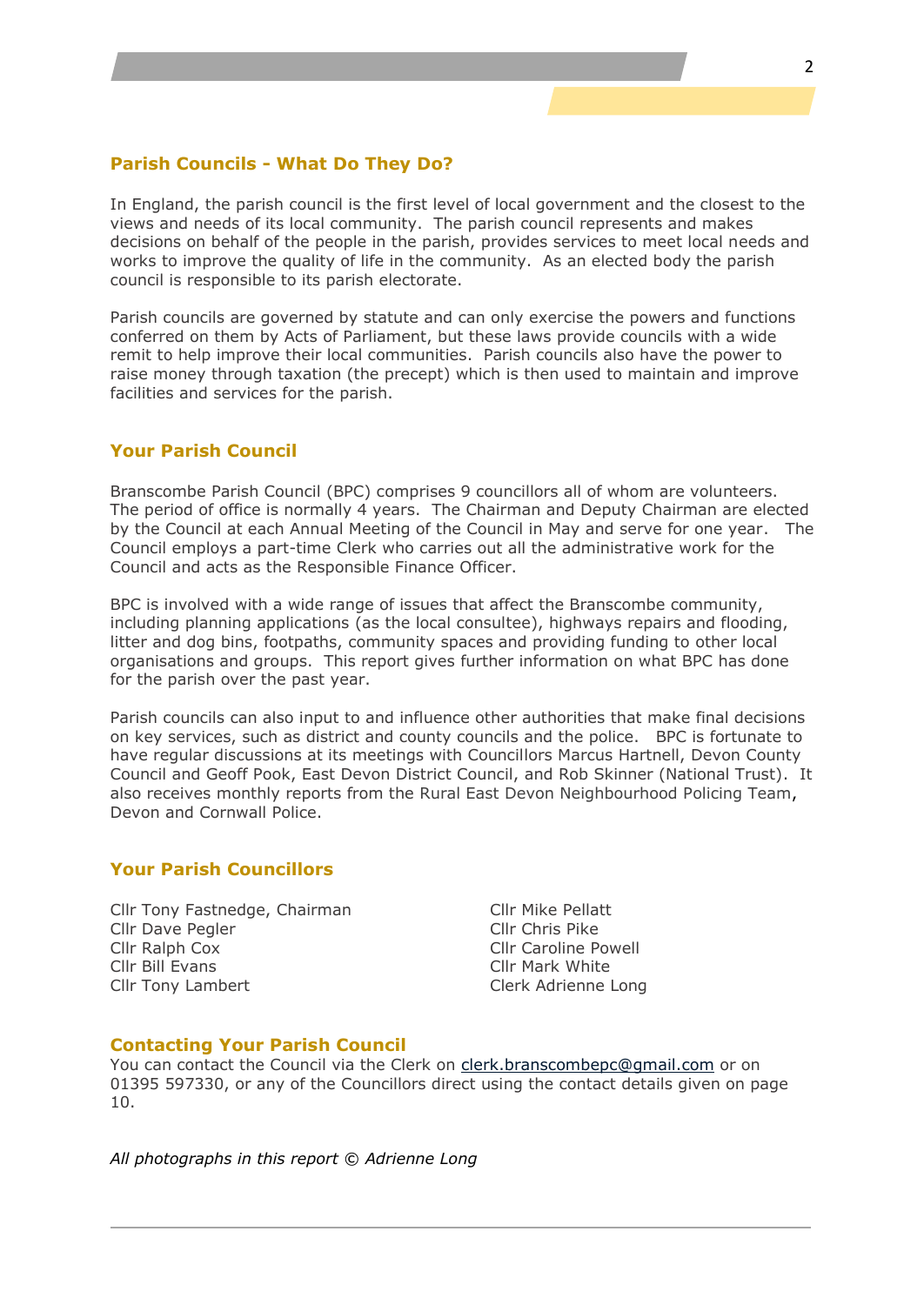## Parish Councils - What Do They Do?

In England, the parish council is the first level of local government and the closest to the views and needs of its local community. The parish council represents and makes decisions on behalf of the people in the parish, provides services to meet local needs and works to improve the quality of life in the community. As an elected body the parish council is responsible to its parish electorate.

Parish councils are governed by statute and can only exercise the powers and functions conferred on them by Acts of Parliament, but these laws provide councils with a wide remit to help improve their local communities. Parish councils also have the power to raise money through taxation (the precept) which is then used to maintain and improve facilities and services for the parish.

## Your Parish Council

Branscombe Parish Council (BPC) comprises 9 councillors all of whom are volunteers. The period of office is normally 4 years. The Chairman and Deputy Chairman are elected by the Council at each Annual Meeting of the Council in May and serve for one year. The Council employs a part-time Clerk who carries out all the administrative work for the Council and acts as the Responsible Finance Officer.

BPC is involved with a wide range of issues that affect the Branscombe community, including planning applications (as the local consultee), highways repairs and flooding, litter and dog bins, footpaths, community spaces and providing funding to other local organisations and groups. This report gives further information on what BPC has done for the parish over the past year.

Parish councils can also input to and influence other authorities that make final decisions on key services, such as district and county councils and the police. BPC is fortunate to have regular discussions at its meetings with Councillors Marcus Hartnell, Devon County Council and Geoff Pook, East Devon District Council, and Rob Skinner (National Trust). It also receives monthly reports from the Rural East Devon Neighbourhood Policing Team, Devon and Cornwall Police.

## Your Parish Councillors

Cllr Tony Fastnedge, Chairman
Cllr Dave Pegler
Cllr Ralph Cox
Cllr Bill Evans
Cllr Tony Lambert
Cllr Mike Pellatt
Cllr Chris Pike
Cllr Caroline Powell
Cllr Mark White
Clerk Adrienne Long

## Contacting Your Parish Council

You can contact the Council via the Clerk on clerk.branscombepc@gmail.com or on 01395 597330, or any of the Councillors direct using the contact details given on page 10.

*All photographs in this report © Adrienne Long*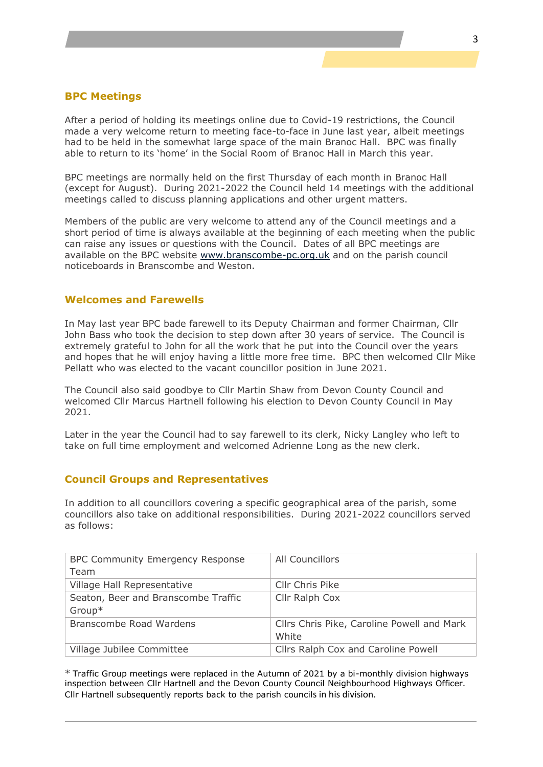## BPC Meetings

After a period of holding its meetings online due to Covid-19 restrictions, the Council made a very welcome return to meeting face-to-face in June last year, albeit meetings had to be held in the somewhat large space of the main Branoc Hall. BPC was finally able to return to its 'home' in the Social Room of Branoc Hall in March this year.

BPC meetings are normally held on the first Thursday of each month in Branoc Hall (except for August). During 2021-2022 the Council held 14 meetings with the additional meetings called to discuss planning applications and other urgent matters.

Members of the public are very welcome to attend any of the Council meetings and a short period of time is always available at the beginning of each meeting when the public can raise any issues or questions with the Council. Dates of all BPC meetings are available on the BPC website www.branscombe-pc.org.uk and on the parish council noticeboards in Branscombe and Weston.

## Welcomes and Farewells

In May last year BPC bade farewell to its Deputy Chairman and former Chairman, Cllr John Bass who took the decision to step down after 30 years of service. The Council is extremely grateful to John for all the work that he put into the Council over the years and hopes that he will enjoy having a little more free time. BPC then welcomed Cllr Mike Pellatt who was elected to the vacant councillor position in June 2021.

The Council also said goodbye to Cllr Martin Shaw from Devon County Council and welcomed Cllr Marcus Hartnell following his election to Devon County Council in May 2021.

Later in the year the Council had to say farewell to its clerk, Nicky Langley who left to take on full time employment and welcomed Adrienne Long as the new clerk.

## Council Groups and Representatives

In addition to all councillors covering a specific geographical area of the parish, some councillors also take on additional responsibilities. During 2021-2022 councillors served as follows:

| BPC Community Emergency Response Team | All Councillors |
|---|---|
| Village Hall Representative | Cllr Chris Pike |
| Seaton, Beer and Branscombe Traffic Group* | Cllr Ralph Cox |
| Branscombe Road Wardens | Cllrs Chris Pike, Caroline Powell and Mark White |
| Village Jubilee Committee | Cllrs Ralph Cox and Caroline Powell |

* Traffic Group meetings were replaced in the Autumn of 2021 by a bi-monthly division highways inspection between Cllr Hartnell and the Devon County Council Neighbourhood Highways Officer. Cllr Hartnell subsequently reports back to the parish councils in his division.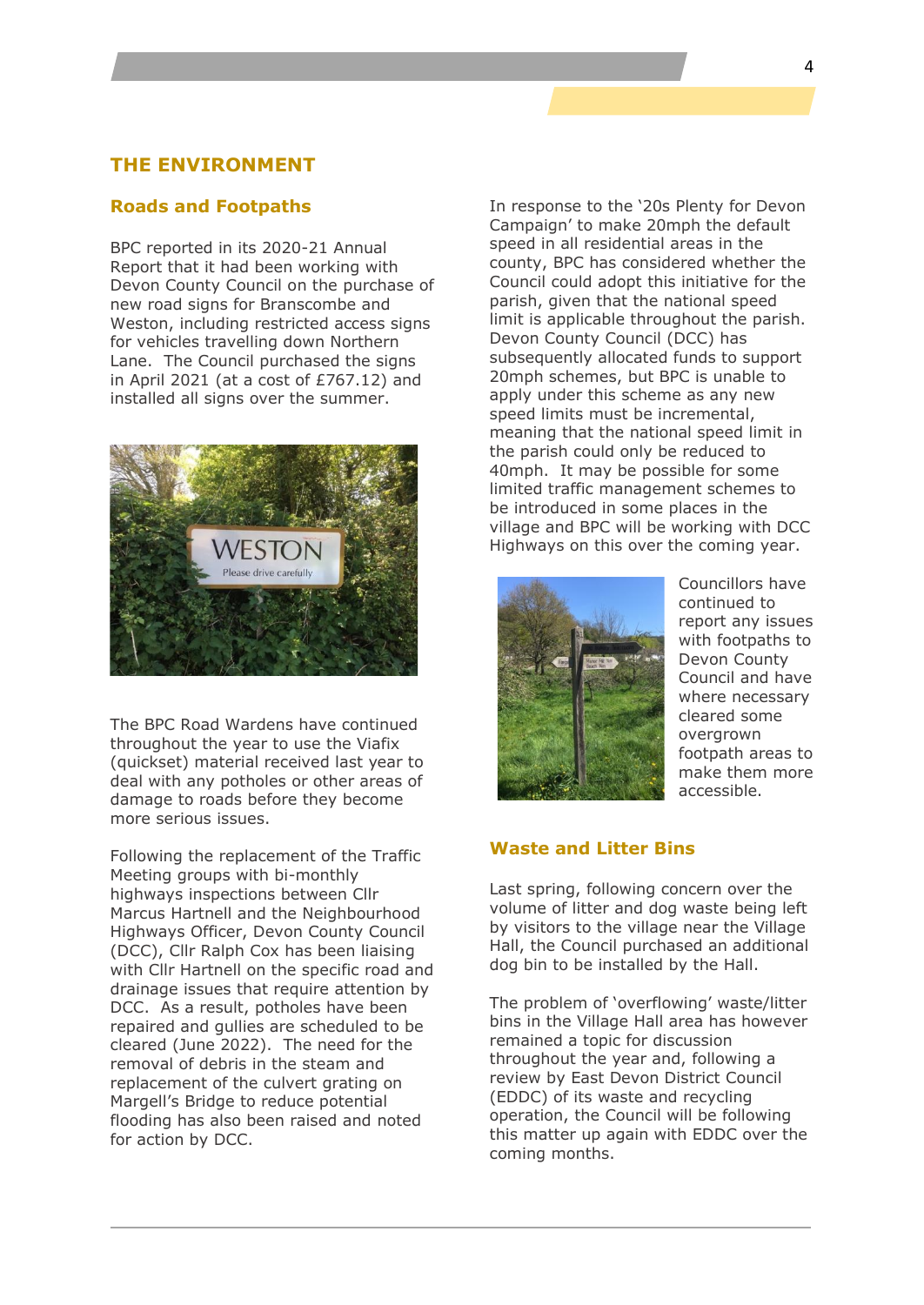# THE ENVIRONMENT

## Roads and Footpaths

BPC reported in its 2020-21 Annual Report that it had been working with Devon County Council on the purchase of new road signs for Branscombe and Weston, including restricted access signs for vehicles travelling down Northern Lane. The Council purchased the signs in April 2021 (at a cost of £767.12) and installed all signs over the summer.

The BPC Road Wardens have continued throughout the year to use the Viafix (quickset) material received last year to deal with any potholes or other areas of damage to roads before they become more serious issues.

Following the replacement of the Traffic Meeting groups with bi-monthly highways inspections between Cllr Marcus Hartnell and the Neighbourhood Highways Officer, Devon County Council (DCC), Cllr Ralph Cox has been liaising with Cllr Hartnell on the specific road and drainage issues that require attention by DCC. As a result, potholes have been repaired and gullies are scheduled to be cleared (June 2022). The need for the removal of debris in the steam and replacement of the culvert grating on Margell's Bridge to reduce potential flooding has also been raised and noted for action by DCC.

In response to the '20s Plenty for Devon Campaign' to make 20mph the default speed in all residential areas in the county, BPC has considered whether the Council could adopt this initiative for the parish, given that the national speed limit is applicable throughout the parish. Devon County Council (DCC) has subsequently allocated funds to support 20mph schemes, but BPC is unable to apply under this scheme as any new speed limits must be incremental, meaning that the national speed limit in the parish could only be reduced to 40mph. It may be possible for some limited traffic management schemes to be introduced in some places in the village and BPC will be working with DCC Highways on this over the coming year.

Councillors have continued to report any issues with footpaths to Devon County Council and have where necessary cleared some overgrown footpath areas to make them more accessible.

## Waste and Litter Bins

Last spring, following concern over the volume of litter and dog waste being left by visitors to the village near the Village Hall, the Council purchased an additional dog bin to be installed by the Hall.

The problem of 'overflowing' waste/litter bins in the Village Hall area has however remained a topic for discussion throughout the year and, following a review by East Devon District Council (EDDC) of its waste and recycling operation, the Council will be following this matter up again with EDDC over the coming months.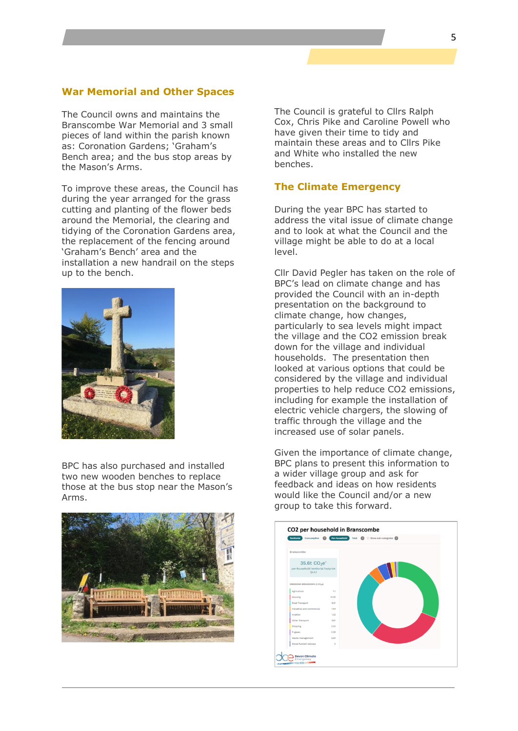## War Memorial and Other Spaces

The Council owns and maintains the Branscombe War Memorial and 3 small pieces of land within the parish known as: Coronation Gardens; 'Graham's Bench area; and the bus stop areas by the Mason's Arms.

To improve these areas, the Council has during the year arranged for the grass cutting and planting of the flower beds around the Memorial, the clearing and tidying of the Coronation Gardens area, the replacement of the fencing around 'Graham's Bench' area and the installation a new handrail on the steps up to the bench.

BPC has also purchased and installed two new wooden benches to replace those at the bus stop near the Mason's Arms.

The Council is grateful to Cllrs Ralph Cox, Chris Pike and Caroline Powell who have given their time to tidy and maintain these areas and to Cllrs Pike and White who installed the new benches.

## The Climate Emergency

During the year BPC has started to address the vital issue of climate change and to look at what the Council and the village might be able to do at a local level.

Cllr David Pegler has taken on the role of BPC's lead on climate change and has provided the Council with an in-depth presentation on the background to climate change, how changes, particularly to sea levels might impact the village and the CO2 emission break down for the village and individual households. The presentation then looked at various options that could be considered by the village and individual properties to help reduce CO2 emissions, including for example the installation of electric vehicle chargers, the slowing of traffic through the village and the increased use of solar panels.

Given the importance of climate change, BPC plans to present this information to a wider village group and ask for feedback and ideas on how residents would like the Council and/or a new group to take this forward.

CO2 per household in Branscombe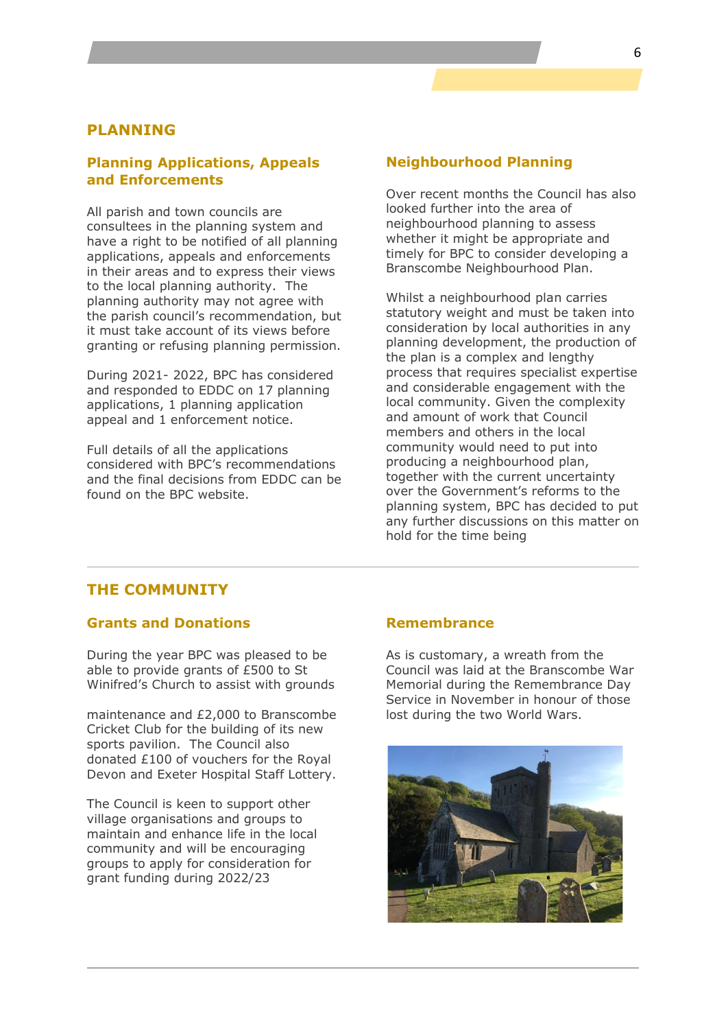# PLANNING

## Planning Applications, Appeals and Enforcements

All parish and town councils are consultees in the planning system and have a right to be notified of all planning applications, appeals and enforcements in their areas and to express their views to the local planning authority. The planning authority may not agree with the parish council's recommendation, but it must take account of its views before granting or refusing planning permission.

During 2021- 2022, BPC has considered and responded to EDDC on 17 planning applications, 1 planning application appeal and 1 enforcement notice.

Full details of all the applications considered with BPC's recommendations and the final decisions from EDDC can be found on the BPC website.

## Neighbourhood Planning

Over recent months the Council has also looked further into the area of neighbourhood planning to assess whether it might be appropriate and timely for BPC to consider developing a Branscombe Neighbourhood Plan.

Whilst a neighbourhood plan carries statutory weight and must be taken into consideration by local authorities in any planning development, the production of the plan is a complex and lengthy process that requires specialist expertise and considerable engagement with the local community. Given the complexity and amount of work that Council members and others in the local community would need to put into producing a neighbourhood plan, together with the current uncertainty over the Government's reforms to the planning system, BPC has decided to put any further discussions on this matter on hold for the time being

# THE COMMUNITY

## Grants and Donations

During the year BPC was pleased to be able to provide grants of £500 to St Winifred's Church to assist with grounds maintenance and £2,000 to Branscombe Cricket Club for the building of its new sports pavilion. The Council also donated £100 of vouchers for the Royal Devon and Exeter Hospital Staff Lottery.

The Council is keen to support other village organisations and groups to maintain and enhance life in the local community and will be encouraging groups to apply for consideration for grant funding during 2022/23

## Remembrance

As is customary, a wreath from the Council was laid at the Branscombe War Memorial during the Remembrance Day Service in November in honour of those lost during the two World Wars.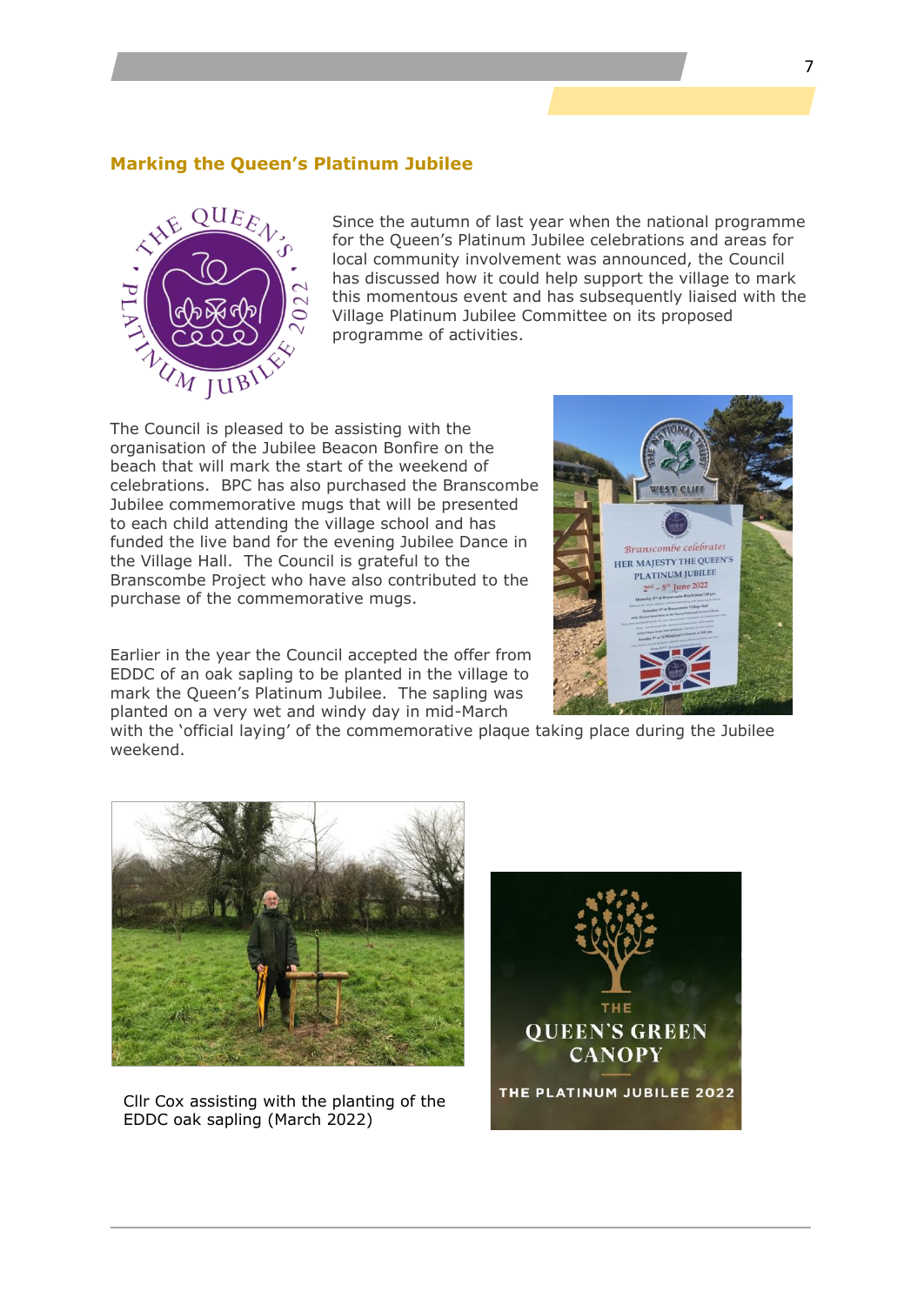## Marking the Queen's Platinum Jubilee

Since the autumn of last year when the national programme for the Queen's Platinum Jubilee celebrations and areas for local community involvement was announced, the Council has discussed how it could help support the village to mark this momentous event and has subsequently liaised with the Village Platinum Jubilee Committee on its proposed programme of activities.

The Council is pleased to be assisting with the organisation of the Jubilee Beacon Bonfire on the beach that will mark the start of the weekend of celebrations. BPC has also purchased the Branscombe Jubilee commemorative mugs that will be presented to each child attending the village school and has funded the live band for the evening Jubilee Dance in the Village Hall. The Council is grateful to the Branscombe Project who have also contributed to the purchase of the commemorative mugs.

Earlier in the year the Council accepted the offer from EDDC of an oak sapling to be planted in the village to mark the Queen's Platinum Jubilee. The sapling was planted on a very wet and windy day in mid-March with the 'official laying' of the commemorative plaque taking place during the Jubilee weekend.

Cllr Cox assisting with the planting of the EDDC oak sapling (March 2022)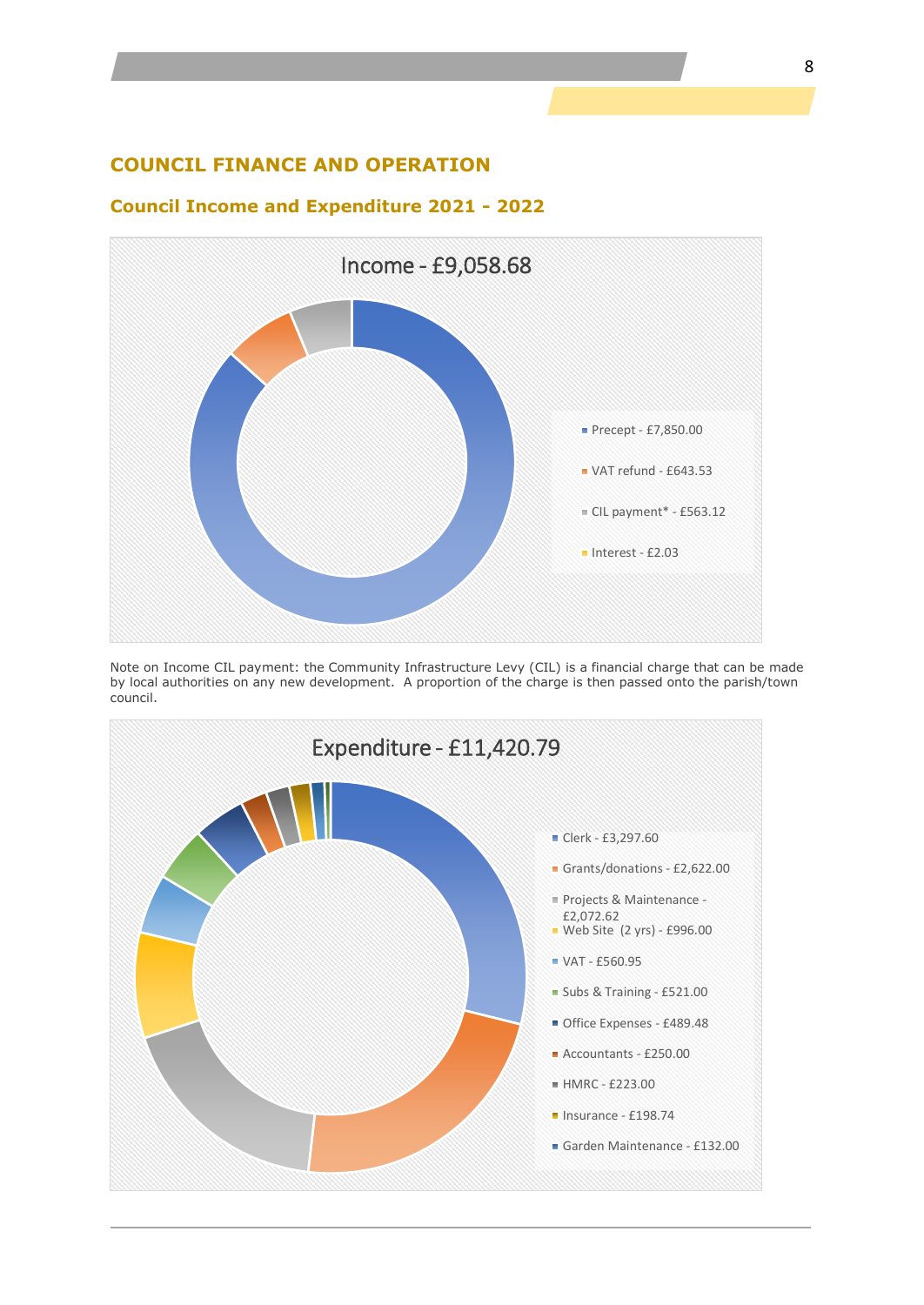## COUNCIL FINANCE AND OPERATION

### Council Income and Expenditure 2021 - 2022

**Income - £9,058.68**

- Precept - £7,850.00
- VAT refund - £643.53
- CIL payment* - £563.12
- Interest - £2.03

Note on Income CIL payment: the Community Infrastructure Levy (CIL) is a financial charge that can be made by local authorities on any new development. A proportion of the charge is then passed onto the parish/town council.

**Expenditure - £11,420.79**

- Clerk - £3,297.60
- Grants/donations - £2,622.00
- Projects & Maintenance - £2,072.62
- Web Site (2 yrs) - £996.00
- VAT - £560.95
- Subs & Training - £521.00
- Office Expenses - £489.48
- Accountants - £250.00
- HMRC - £223.00
- Insurance - £198.74
- Garden Maintenance - £132.00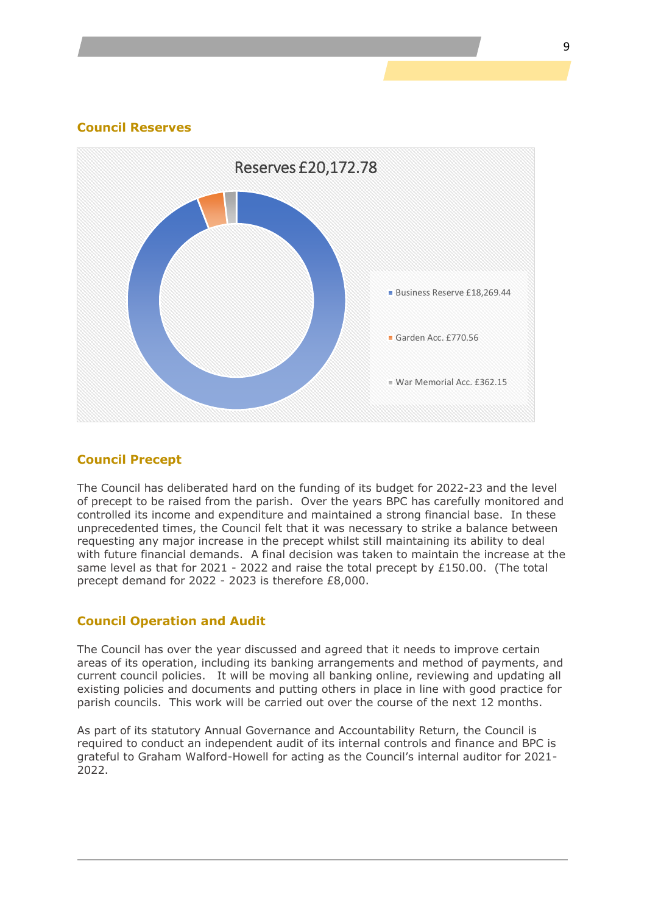## Council Reserves

Reserves £20,172.78

- Business Reserve £18,269.44
- Garden Acc. £770.56
- War Memorial Acc. £362.15

## Council Precept

The Council has deliberated hard on the funding of its budget for 2022-23 and the level of precept to be raised from the parish. Over the years BPC has carefully monitored and controlled its income and expenditure and maintained a strong financial base. In these unprecedented times, the Council felt that it was necessary to strike a balance between requesting any major increase in the precept whilst still maintaining its ability to deal with future financial demands. A final decision was taken to maintain the increase at the same level as that for 2021 - 2022 and raise the total precept by £150.00. (The total precept demand for 2022 - 2023 is therefore £8,000.

## Council Operation and Audit

The Council has over the year discussed and agreed that it needs to improve certain areas of its operation, including its banking arrangements and method of payments, and current council policies. It will be moving all banking online, reviewing and updating all existing policies and documents and putting others in place in line with good practice for parish councils. This work will be carried out over the course of the next 12 months.

As part of its statutory Annual Governance and Accountability Return, the Council is required to conduct an independent audit of its internal controls and finance and BPC is grateful to Graham Walford-Howell for acting as the Council's internal auditor for 2021-2022.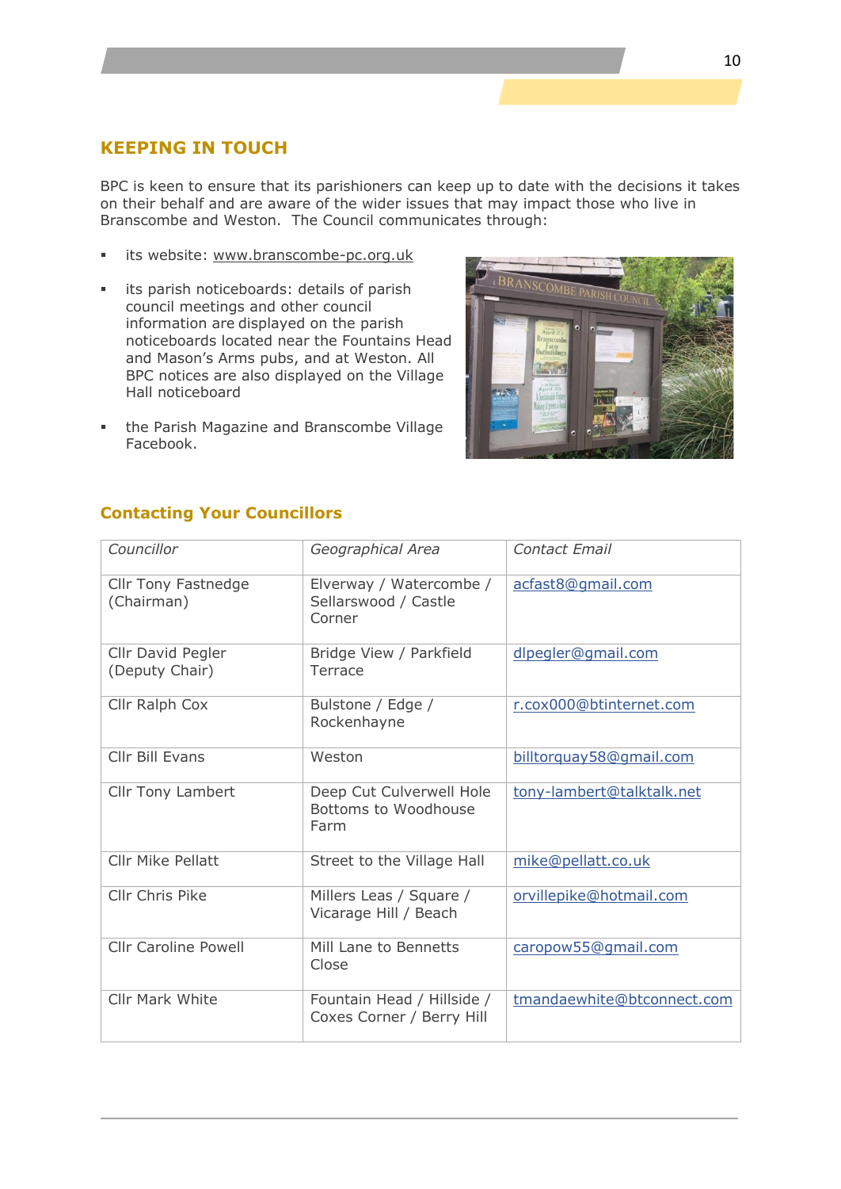## KEEPING IN TOUCH

BPC is keen to ensure that its parishioners can keep up to date with the decisions it takes on their behalf and are aware of the wider issues that may impact those who live in Branscombe and Weston. The Council communicates through:

- its website: www.branscombe-pc.org.uk
- its parish noticeboards: details of parish council meetings and other council information are displayed on the parish noticeboards located near the Fountains Head and Mason's Arms pubs, and at Weston. All BPC notices are also displayed on the Village Hall noticeboard
- the Parish Magazine and Branscombe Village Facebook.

### Contacting Your Councillors

| *Councillor* | *Geographical Area* | *Contact Email* |
|---|---|---|
| Cllr Tony Fastnedge (Chairman) | Elverway / Watercombe / Sellarswood / Castle Corner | acfast8@gmail.com |
| Cllr David Pegler (Deputy Chair) | Bridge View / Parkfield Terrace | dlpegler@gmail.com |
| Cllr Ralph Cox | Bulstone / Edge / Rockenhayne | r.cox000@btinternet.com |
| Cllr Bill Evans | Weston | billtorquay58@gmail.com |
| Cllr Tony Lambert | Deep Cut Culverwell Hole Bottoms to Woodhouse Farm | tony-lambert@talktalk.net |
| Cllr Mike Pellatt | Street to the Village Hall | mike@pellatt.co.uk |
| Cllr Chris Pike | Millers Leas / Square / Vicarage Hill / Beach | orvillepike@hotmail.com |
| Cllr Caroline Powell | Mill Lane to Bennetts Close | caropow55@gmail.com |
| Cllr Mark White | Fountain Head / Hillside / Coxes Corner / Berry Hill | tmandaewhite@btconnect.com |